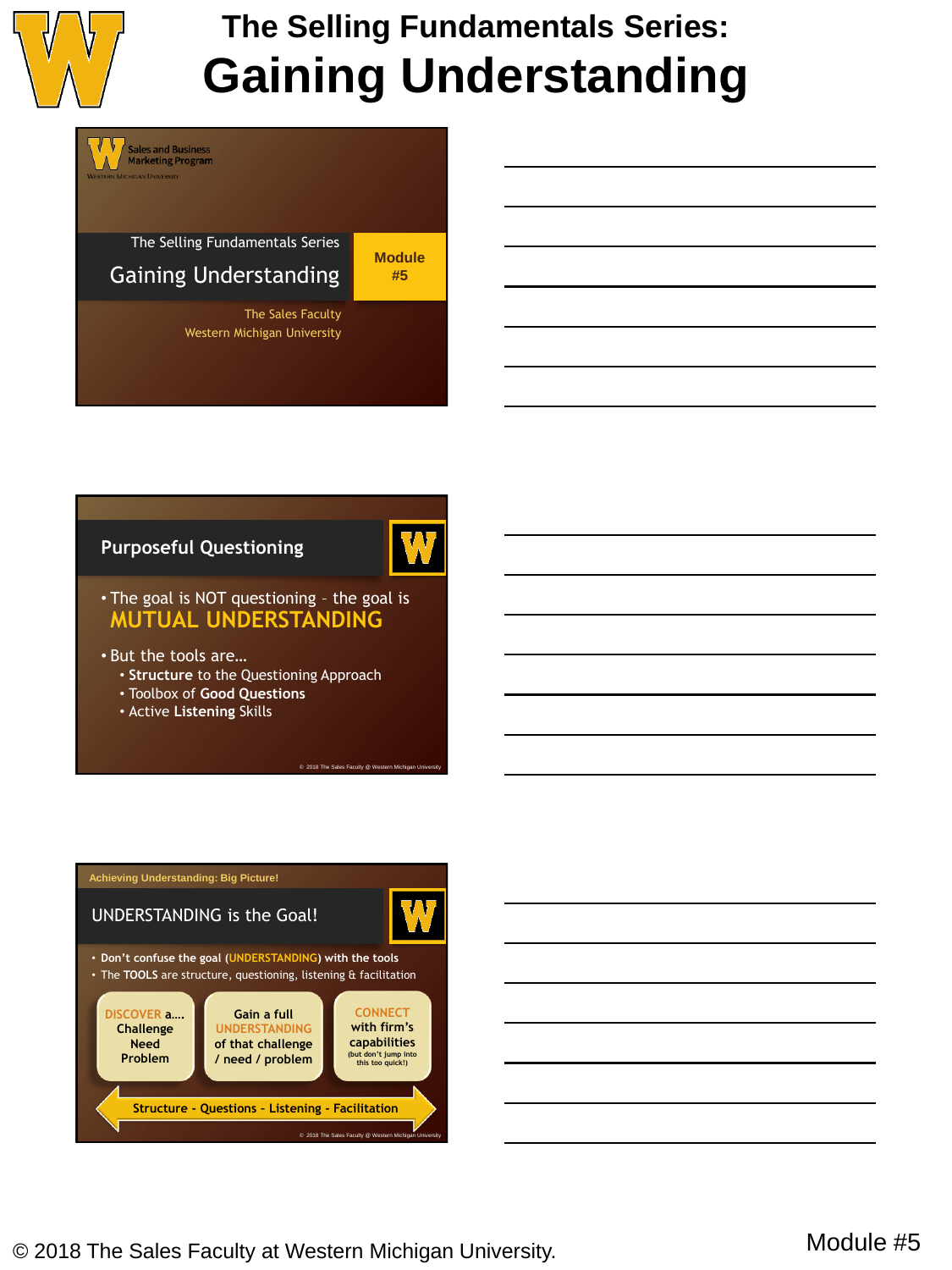# The Selling Fundamentals Series:
# Gaining Understanding

Sales and Business Marketing Program
Western Michigan University

The Selling Fundamentals Series
## Gaining Understanding

Module #5

The Sales Faculty
Western Michigan University

## Purposeful Questioning

- The goal is NOT questioning – the goal is **MUTUAL UNDERSTANDING**
- But the tools are…
  - **Structure** to the Questioning Approach
  - Toolbox of **Good Questions**
  - Active **Listening** Skills

© 2018 The Sales Faculty @ Western Michigan University

Achieving Understanding: Big Picture!

## UNDERSTANDING is the Goal!

- Don't confuse the goal (UNDERSTANDING) with the tools
- The **TOOLS** are structure, questioning, listening & facilitation

DISCOVER a…. Challenge Need Problem

Gain a full UNDERSTANDING of that challenge / need / problem

CONNECT with firm's capabilities (but don't jump into this too quick!)

Structure - Questions - Listening - Facilitation

© 2018 The Sales Faculty @ Western Michigan University

© 2018 The Sales Faculty at Western Michigan University.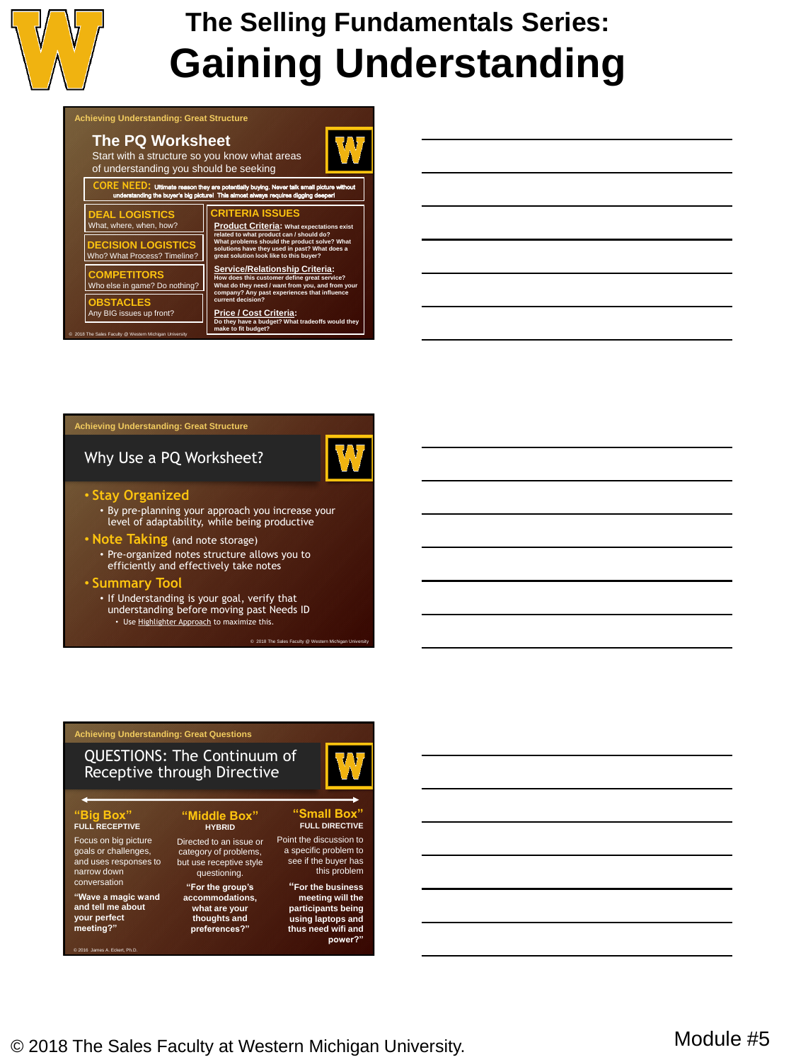# The Selling Fundamentals Series:
# Gaining Understanding

Achieving Understanding: Great Structure

## The PQ Worksheet

Start with a structure so you know what areas of understanding you should be seeking

**CORE NEED:** Ultimate reason they are potentially buying. Never talk small picture without understanding the buyer's big picture! This almost always requires digging deeper!

**DEAL LOGISTICS**
What, where, when, how?

**DECISION LOGISTICS**
Who? What Process? Timeline?

**COMPETITORS**
Who else in game? Do nothing?

**OBSTACLES**
Any BIG issues up front?

**CRITERIA ISSUES**

**Product Criteria:** What expectations exist related to what product can / should do? What problems should the product solve? What solutions have they used in past? What does a great solution look like to this buyer?

**Service/Relationship Criteria:** How does this customer define great service? What do they need / want from you, and from your company? Any past experiences that influence current decision?

**Price / Cost Criteria:** Do they have a budget? What tradeoffs would they make to fit budget?

© 2018 The Sales Faculty @ Western Michigan University

---

Achieving Understanding: Great Structure

## Why Use a PQ Worksheet?

- **Stay Organized**
  - By pre-planning your approach you increase your level of adaptability, while being productive
- **Note Taking** (and note storage)
  - Pre-organized notes structure allows you to efficiently and effectively take notes
- **Summary Tool**
  - If Understanding is your goal, verify that understanding before moving past Needs ID
    - Use Highlighter Approach to maximize this.

© 2018 The Sales Faculty @ Western Michigan University

---

Achieving Understanding: Great Questions

## QUESTIONS: The Continuum of Receptive through Directive

**"Big Box"**
**FULL RECEPTIVE**

Focus on big picture goals or challenges, and uses responses to narrow down conversation

**"Wave a magic wand and tell me about your perfect meeting?"**

**"Middle Box"**
**HYBRID**

Directed to an issue or category of problems, but use receptive style questioning.

**"For the group's accommodations, what are your thoughts and preferences?"**

**"Small Box"**
**FULL DIRECTIVE**

Point the discussion to a specific problem to see if the buyer has this problem

**"For the business meeting will the participants being using laptops and thus need wifi and power?"**

© 2016 James A. Eckert, Ph.D.

---

© 2018 The Sales Faculty at Western Michigan University.

Module #5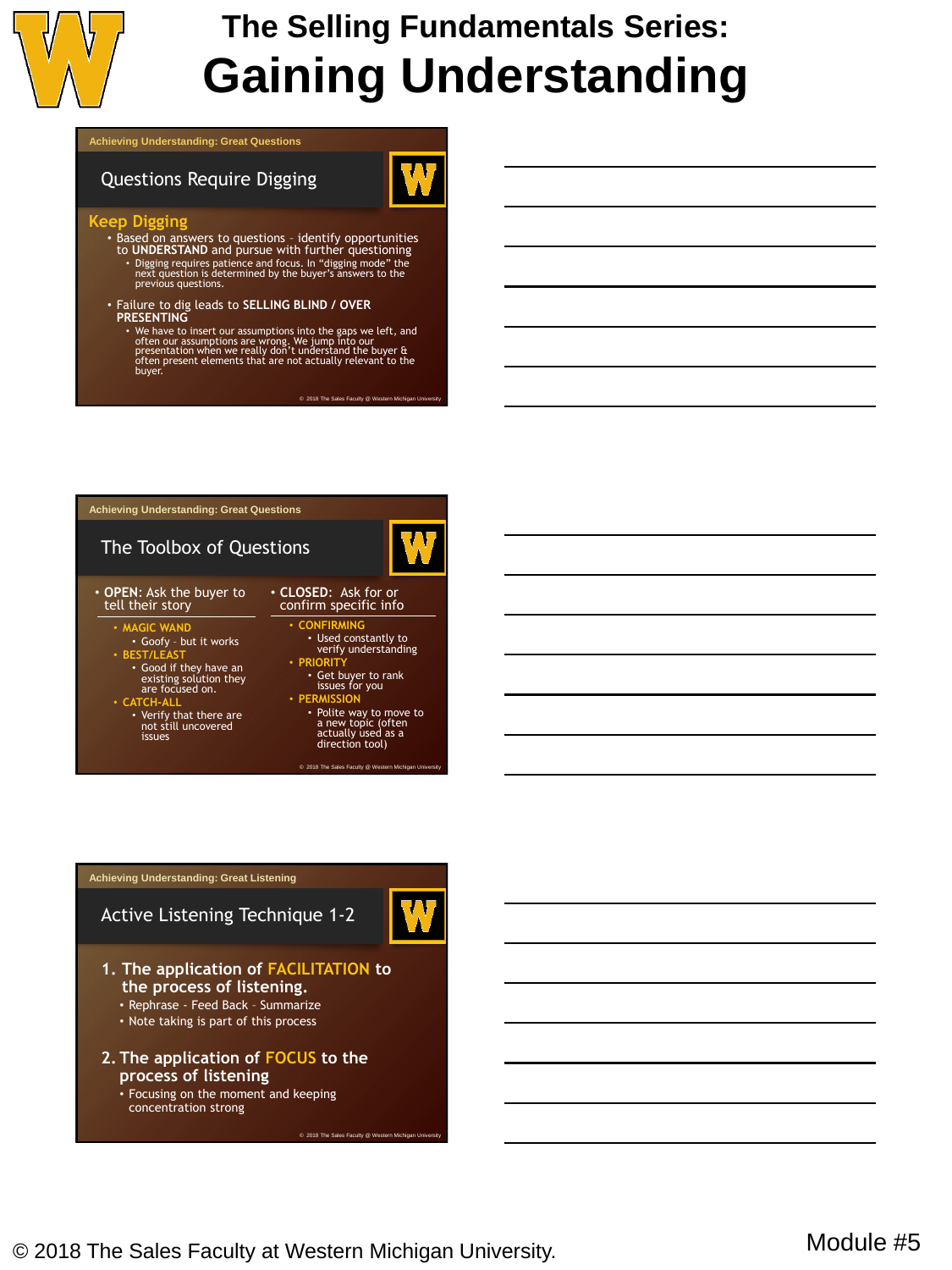# The Selling Fundamentals Series:
# Gaining Understanding

Achieving Understanding: Great Questions

## Questions Require Digging

### Keep Digging

- Based on answers to questions – identify opportunities to **UNDERSTAND** and pursue with further questioning
  - Digging requires patience and focus. In "digging mode" the next question is determined by the buyer's answers to the previous questions.
- Failure to dig leads to **SELLING BLIND / OVER PRESENTING**
  - We have to insert our assumptions into the gaps we left, and often our assumptions are wrong. We jump into our presentation when we really don't understand the buyer & often present elements that are not actually relevant to the buyer.

© 2018 The Sales Faculty @ Western Michigan University

Achieving Understanding: Great Questions

## The Toolbox of Questions

- **OPEN**: Ask the buyer to tell their story
  - **MAGIC WAND**
    - Goofy – but it works
  - **BEST/LEAST**
    - Good if they have an existing solution they are focused on.
  - **CATCH-ALL**
    - Verify that there are not still uncovered issues
- **CLOSED**: Ask for or confirm specific info
  - **CONFIRMING**
    - Used constantly to verify understanding
  - **PRIORITY**
    - Get buyer to rank issues for you
  - **PERMISSION**
    - Polite way to move to a new topic (often actually used as a direction tool)

© 2018 The Sales Faculty @ Western Michigan University

Achieving Understanding: Great Listening

## Active Listening Technique 1-2

1. The application of **FACILITATION** to the process of listening.
   - Rephrase – Feed Back – Summarize
   - Note taking is part of this process
2. The application of **FOCUS** to the process of listening
   - Focusing on the moment and keeping concentration strong

© 2018 The Sales Faculty @ Western Michigan University

© 2018 The Sales Faculty at Western Michigan University.

Module #5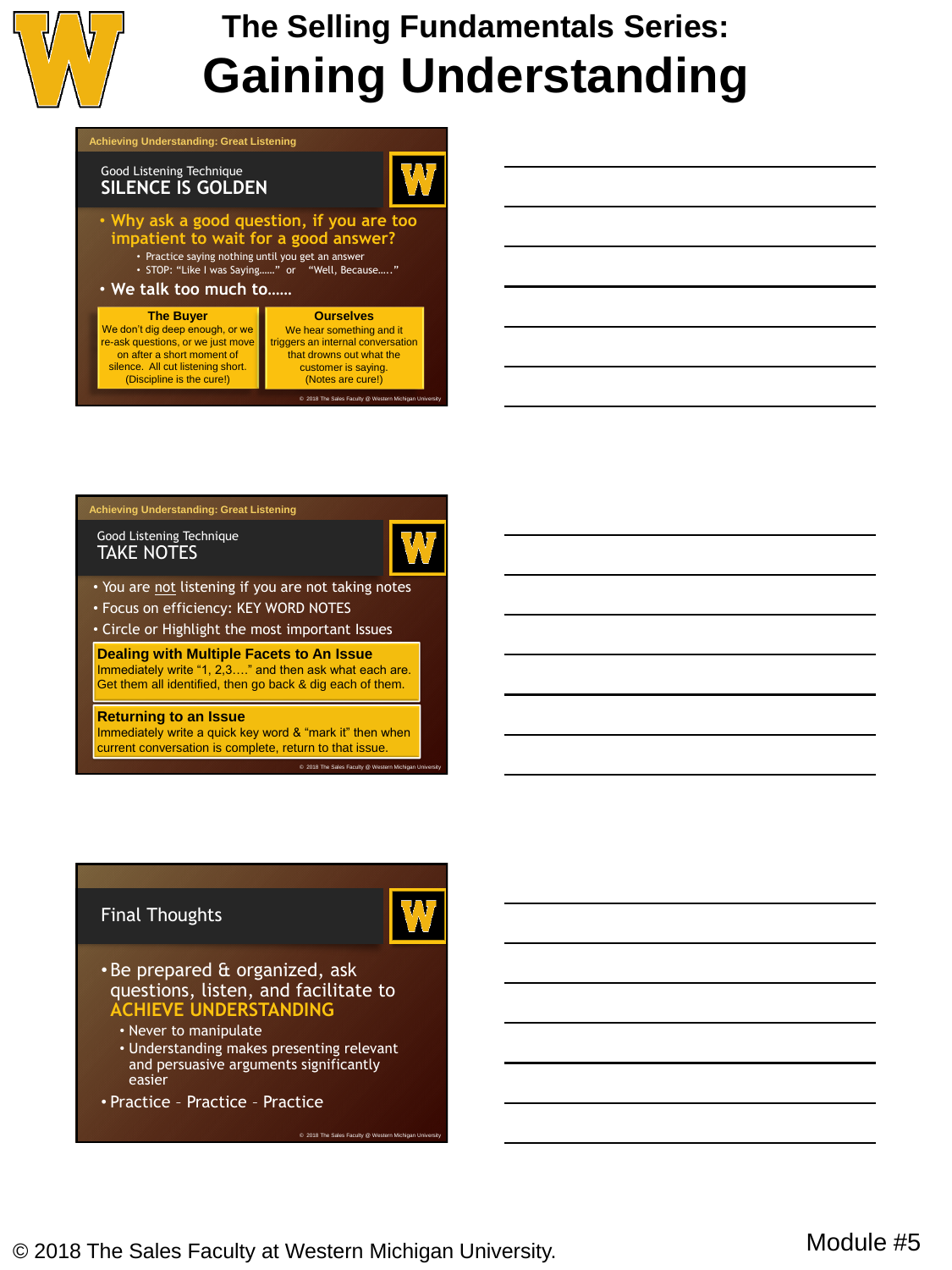# The Selling Fundamentals Series:
# Gaining Understanding

Achieving Understanding: Great Listening

Good Listening Technique
## SILENCE IS GOLDEN

- Why ask a good question, if you are too impatient to wait for a good answer?
  - Practice saying nothing until you get an answer
  - STOP: "Like I was Saying……" or "Well, Because….."
- We talk too much to……

| The Buyer | Ourselves |
|---|---|
| We don't dig deep enough, or we re-ask questions, or we just move on after a short moment of silence. All cut listening short. (Discipline is the cure!) | We hear something and it triggers an internal conversation that drowns out what the customer is saying. (Notes are cure!) |

© 2018 The Sales Faculty @ Western Michigan University

Achieving Understanding: Great Listening

Good Listening Technique
## TAKE NOTES

- You are not listening if you are not taking notes
- Focus on efficiency: KEY WORD NOTES
- Circle or Highlight the most important Issues

**Dealing with Multiple Facets to An Issue**
Immediately write "1, 2,3…." and then ask what each are. Get them all identified, then go back & dig each of them.

**Returning to an Issue**
Immediately write a quick key word & "mark it" then when current conversation is complete, return to that issue.

© 2018 The Sales Faculty @ Western Michigan University

## Final Thoughts

- Be prepared & organized, ask questions, listen, and facilitate to ACHIEVE UNDERSTANDING
  - Never to manipulate
  - Understanding makes presenting relevant and persuasive arguments significantly easier
- Practice – Practice – Practice

© 2018 The Sales Faculty @ Western Michigan University

© 2018 The Sales Faculty at Western Michigan University.

Module #5